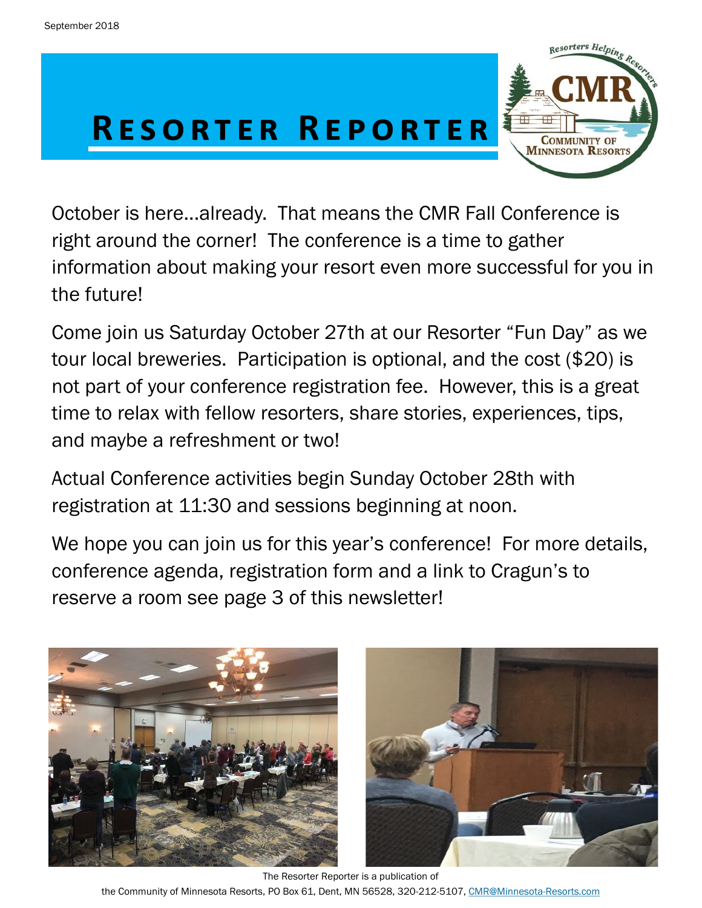September 2018

# Resorter Reporter

October is here…already. That means the CMR Fall Conference is right around the corner! The conference is a time to gather information about making your resort even more successful for you in the future!

Come join us Saturday October 27th at our Resorter "Fun Day" as we tour local breweries. Participation is optional, and the cost ($20) is not part of your conference registration fee. However, this is a great time to relax with fellow resorters, share stories, experiences, tips, and maybe a refreshment or two!

Actual Conference activities begin Sunday October 28th with registration at 11:30 and sessions beginning at noon.

We hope you can join us for this year's conference! For more details, conference agenda, registration form and a link to Cragun's to reserve a room see page 3 of this newsletter!

The Resorter Reporter is a publication of the Community of Minnesota Resorts, PO Box 61, Dent, MN 56528, 320-212-5107, CMR@Minnesota-Resorts.com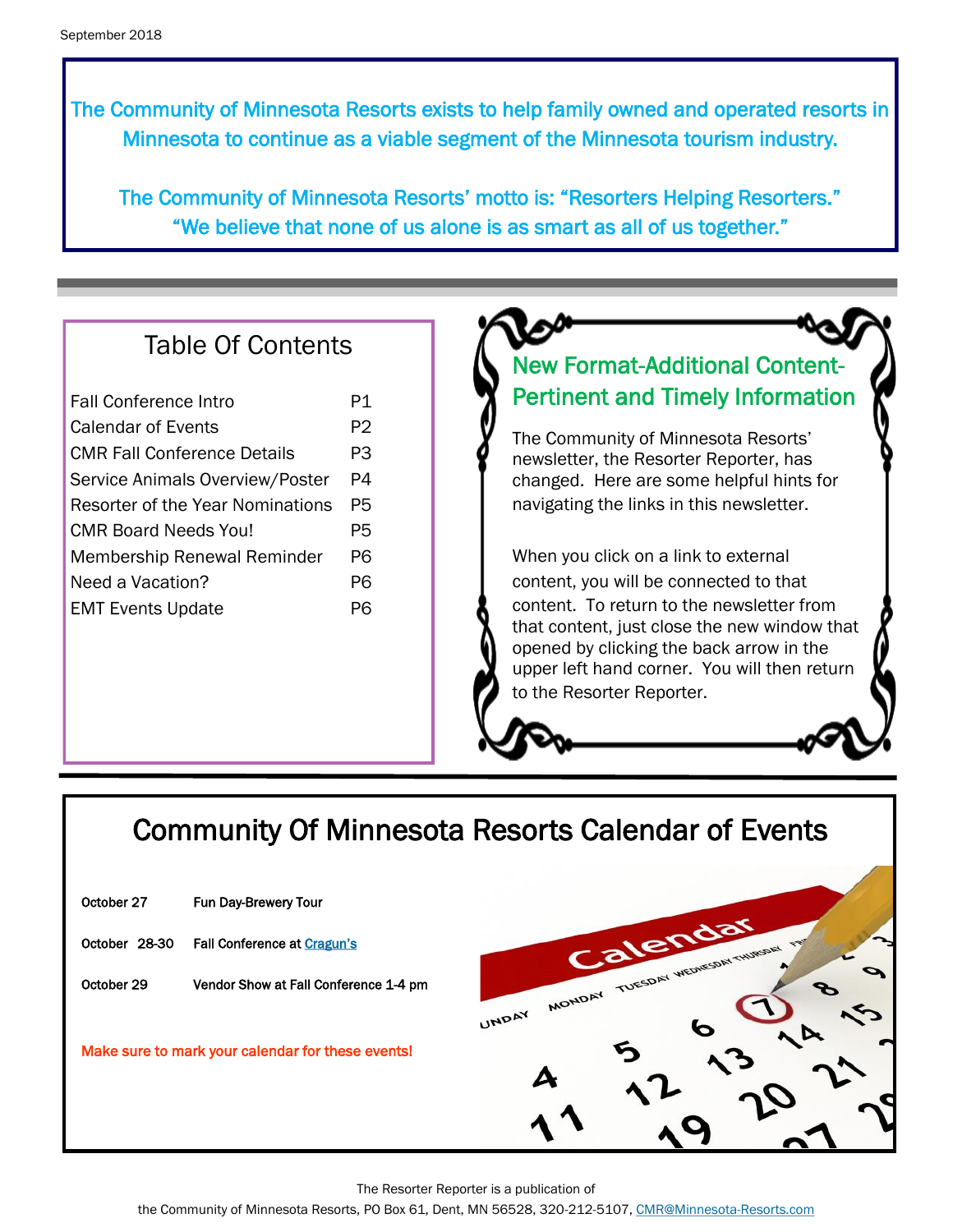September 2018

The Community of Minnesota Resorts exists to help family owned and operated resorts in Minnesota to continue as a viable segment of the Minnesota tourism industry.

The Community of Minnesota Resorts' motto is: "Resorters Helping Resorters."
"We believe that none of us alone is as smart as all of us together."

## Table Of Contents

| | |
|---|---|
| Fall Conference Intro | P1 |
| Calendar of Events | P2 |
| CMR Fall Conference Details | P3 |
| Service Animals Overview/Poster | P4 |
| Resorter of the Year Nominations | P5 |
| CMR Board Needs You! | P5 |
| Membership Renewal Reminder | P6 |
| Need a Vacation? | P6 |
| EMT Events Update | P6 |

## New Format-Additional Content-Pertinent and Timely Information

The Community of Minnesota Resorts' newsletter, the Resorter Reporter, has changed. Here are some helpful hints for navigating the links in this newsletter.

When you click on a link to external content, you will be connected to that content. To return to the newsletter from that content, just close the new window that opened by clicking the back arrow in the upper left hand corner. You will then return to the Resorter Reporter.

## Community Of Minnesota Resorts Calendar of Events

| | |
|---|---|
| October 27 | Fun Day-Brewery Tour |
| October 28-30 | Fall Conference at Cragun's |
| October 29 | Vendor Show at Fall Conference 1-4 pm |

Make sure to mark your calendar for these events!

The Resorter Reporter is a publication of
the Community of Minnesota Resorts, PO Box 61, Dent, MN 56528, 320-212-5107, CMR@Minnesota-Resorts.com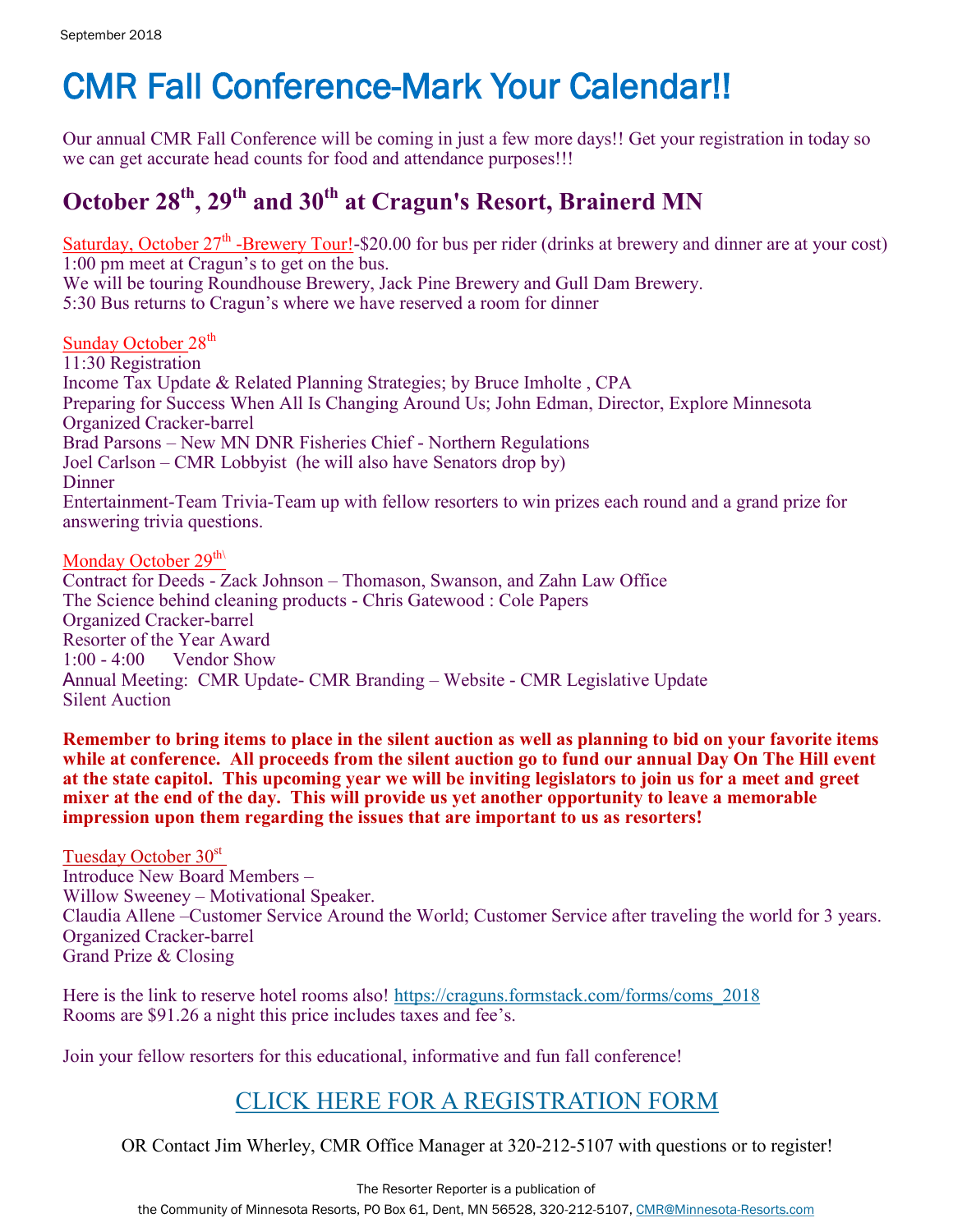September 2018

# CMR Fall Conference-Mark Your Calendar!!

Our annual CMR Fall Conference will be coming in just a few more days!! Get your registration in today so we can get accurate head counts for food and attendance purposes!!!

## October 28th, 29th and 30th at Cragun's Resort, Brainerd MN

Saturday, October 27th -Brewery Tour!-$20.00 for bus per rider (drinks at brewery and dinner are at your cost)
1:00 pm meet at Cragun's to get on the bus.
We will be touring Roundhouse Brewery, Jack Pine Brewery and Gull Dam Brewery.
5:30 Bus returns to Cragun's where we have reserved a room for dinner

Sunday October 28th
11:30 Registration
Income Tax Update & Related Planning Strategies; by Bruce Imholte , CPA
Preparing for Success When All Is Changing Around Us; John Edman, Director, Explore Minnesota
Organized Cracker-barrel
Brad Parsons – New MN DNR Fisheries Chief - Northern Regulations
Joel Carlson – CMR Lobbyist (he will also have Senators drop by)
Dinner
Entertainment-Team Trivia-Team up with fellow resorters to win prizes each round and a grand prize for answering trivia questions.

Monday October 29th\
Contract for Deeds - Zack Johnson – Thomason, Swanson, and Zahn Law Office
The Science behind cleaning products - Chris Gatewood : Cole Papers
Organized Cracker-barrel
Resorter of the Year Award
1:00 - 4:00 Vendor Show
Annual Meeting: CMR Update- CMR Branding – Website - CMR Legislative Update
Silent Auction

**Remember to bring items to place in the silent auction as well as planning to bid on your favorite items while at conference. All proceeds from the silent auction go to fund our annual Day On The Hill event at the state capitol. This upcoming year we will be inviting legislators to join us for a meet and greet mixer at the end of the day. This will provide us yet another opportunity to leave a memorable impression upon them regarding the issues that are important to us as resorters!**

Tuesday October 30st
Introduce New Board Members –
Willow Sweeney – Motivational Speaker.
Claudia Allene –Customer Service Around the World; Customer Service after traveling the world for 3 years.
Organized Cracker-barrel
Grand Prize & Closing

Here is the link to reserve hotel rooms also! https://craguns.formstack.com/forms/coms_2018
Rooms are $91.26 a night this price includes taxes and fee's.

Join your fellow resorters for this educational, informative and fun fall conference!

CLICK HERE FOR A REGISTRATION FORM

OR Contact Jim Wherley, CMR Office Manager at 320-212-5107 with questions or to register!

The Resorter Reporter is a publication of
the Community of Minnesota Resorts, PO Box 61, Dent, MN 56528, 320-212-5107, CMR@Minnesota-Resorts.com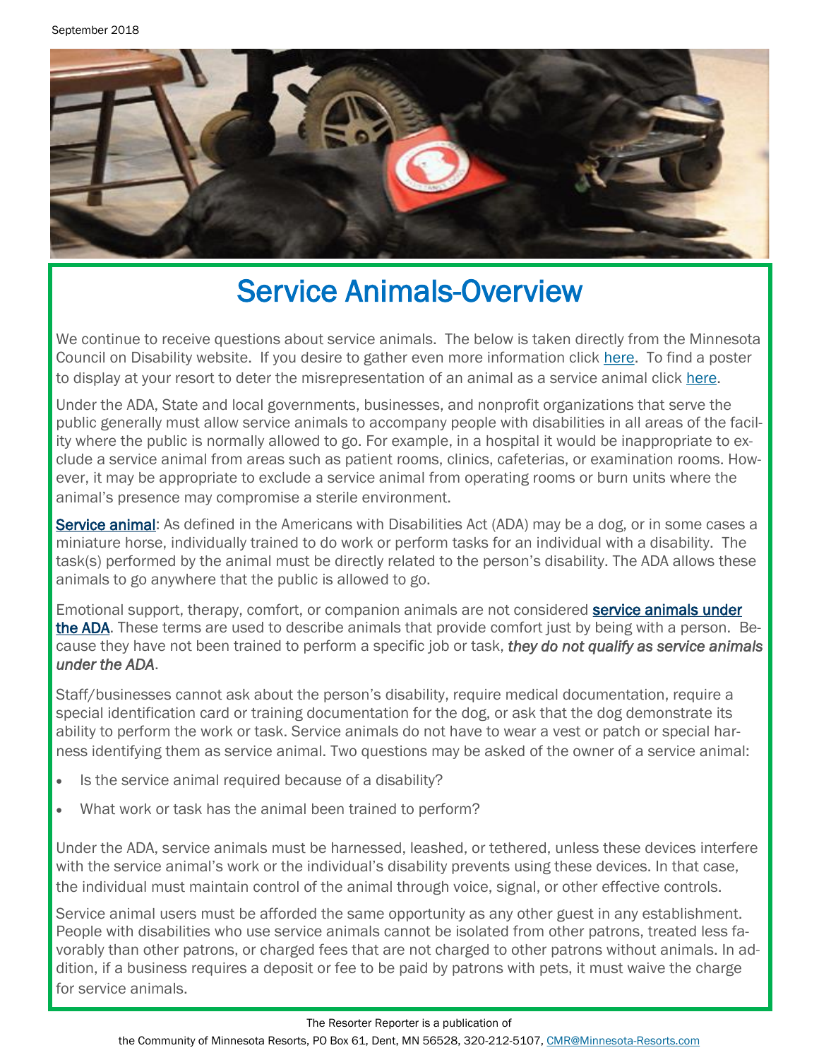# Service Animals-Overview

We continue to receive questions about service animals. The below is taken directly from the Minnesota Council on Disability website. If you desire to gather even more information click here. To find a poster to display at your resort to deter the misrepresentation of an animal as a service animal click here.

Under the ADA, State and local governments, businesses, and nonprofit organizations that serve the public generally must allow service animals to accompany people with disabilities in all areas of the facility where the public is normally allowed to go. For example, in a hospital it would be inappropriate to exclude a service animal from areas such as patient rooms, clinics, cafeterias, or examination rooms. However, it may be appropriate to exclude a service animal from operating rooms or burn units where the animal's presence may compromise a sterile environment.

**Service animal**: As defined in the Americans with Disabilities Act (ADA) may be a dog, or in some cases a miniature horse, individually trained to do work or perform tasks for an individual with a disability. The task(s) performed by the animal must be directly related to the person's disability. The ADA allows these animals to go anywhere that the public is allowed to go.

Emotional support, therapy, comfort, or companion animals are not considered **service animals under the ADA**. These terms are used to describe animals that provide comfort just by being with a person. Because they have not been trained to perform a specific job or task, ***they do not qualify as service animals under the ADA***.

Staff/businesses cannot ask about the person's disability, require medical documentation, require a special identification card or training documentation for the dog, or ask that the dog demonstrate its ability to perform the work or task. Service animals do not have to wear a vest or patch or special harness identifying them as service animal. Two questions may be asked of the owner of a service animal:

- Is the service animal required because of a disability?
- What work or task has the animal been trained to perform?

Under the ADA, service animals must be harnessed, leashed, or tethered, unless these devices interfere with the service animal's work or the individual's disability prevents using these devices. In that case, the individual must maintain control of the animal through voice, signal, or other effective controls.

Service animal users must be afforded the same opportunity as any other guest in any establishment. People with disabilities who use service animals cannot be isolated from other patrons, treated less favorably than other patrons, or charged fees that are not charged to other patrons without animals. In addition, if a business requires a deposit or fee to be paid by patrons with pets, it must waive the charge for service animals.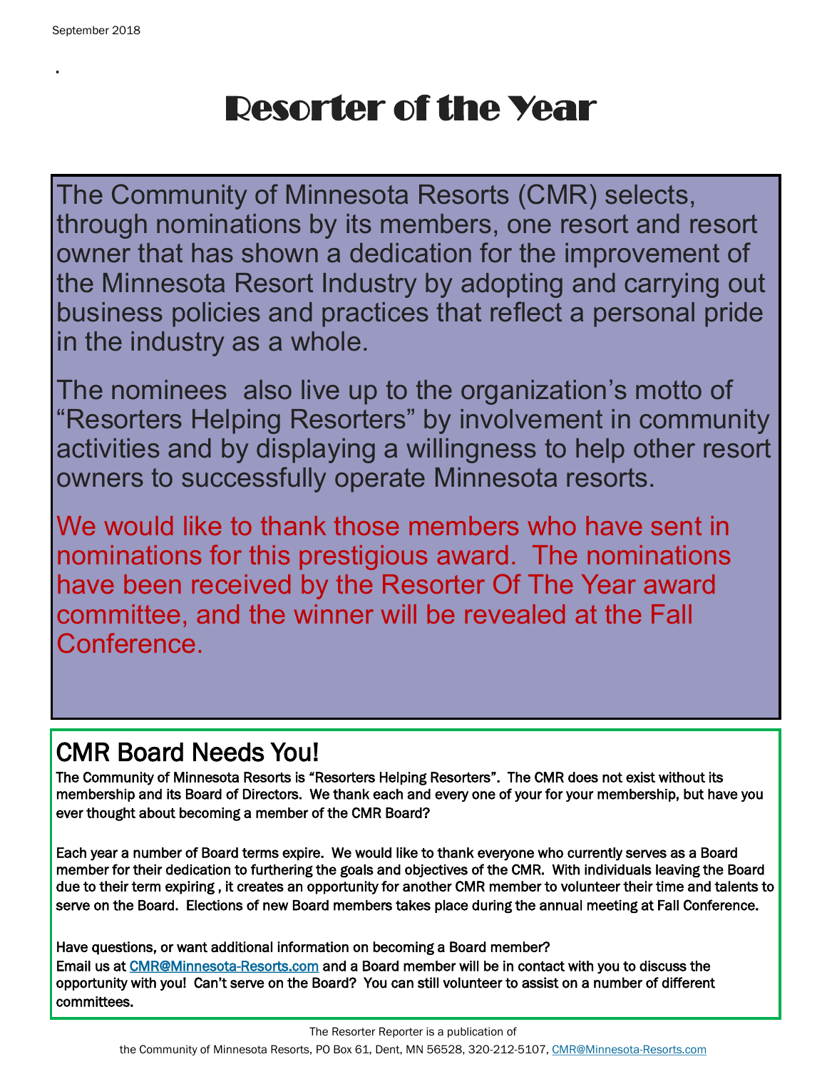# Resorter of the Year

The Community of Minnesota Resorts (CMR) selects, through nominations by its members, one resort and resort owner that has shown a dedication for the improvement of the Minnesota Resort Industry by adopting and carrying out business policies and practices that reflect a personal pride in the industry as a whole.

The nominees also live up to the organization's motto of "Resorters Helping Resorters" by involvement in community activities and by displaying a willingness to help other resort owners to successfully operate Minnesota resorts.

We would like to thank those members who have sent in nominations for this prestigious award. The nominations have been received by the Resorter Of The Year award committee, and the winner will be revealed at the Fall Conference.

## CMR Board Needs You!

**The Community of Minnesota Resorts is "Resorters Helping Resorters". The CMR does not exist without its membership and its Board of Directors. We thank each and every one of your for your membership, but have you ever thought about becoming a member of the CMR Board?**

**Each year a number of Board terms expire. We would like to thank everyone who currently serves as a Board member for their dedication to furthering the goals and objectives of the CMR. With individuals leaving the Board due to their term expiring , it creates an opportunity for another CMR member to volunteer their time and talents to serve on the Board. Elections of new Board members takes place during the annual meeting at Fall Conference.**

**Have questions, or want additional information on becoming a Board member?**
**Email us at CMR@Minnesota-Resorts.com and a Board member will be in contact with you to discuss the opportunity with you! Can't serve on the Board? You can still volunteer to assist on a number of different committees.**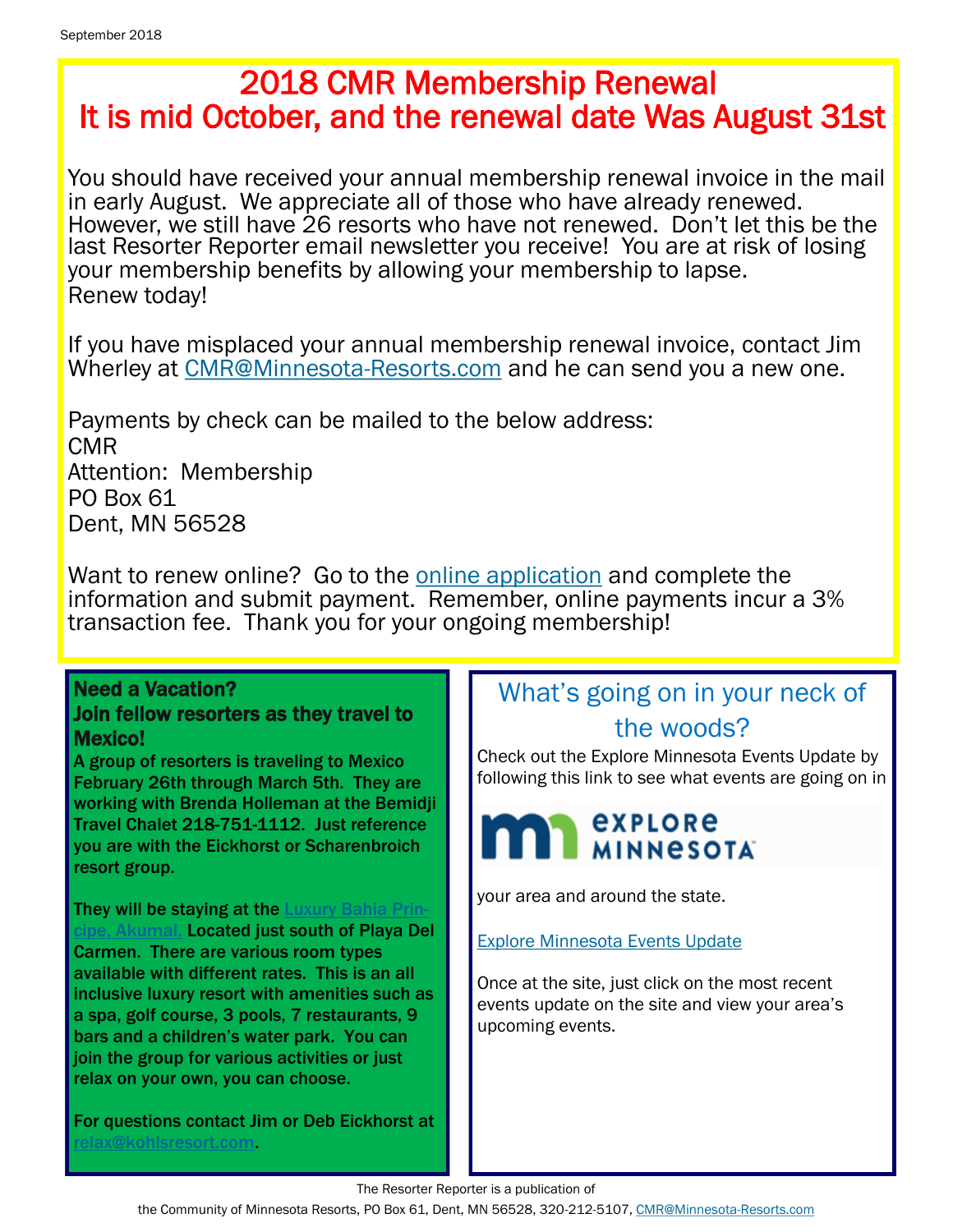September 2018

# 2018 CMR Membership Renewal
# It is mid October, and the renewal date Was August 31st

You should have received your annual membership renewal invoice in the mail in early August. We appreciate all of those who have already renewed. However, we still have 26 resorts who have not renewed. Don't let this be the last Resorter Reporter email newsletter you receive! You are at risk of losing your membership benefits by allowing your membership to lapse. Renew today!

If you have misplaced your annual membership renewal invoice, contact Jim Wherley at CMR@Minnesota-Resorts.com and he can send you a new one.

Payments by check can be mailed to the below address:
CMR
Attention: Membership
PO Box 61
Dent, MN 56528

Want to renew online? Go to the online application and complete the information and submit payment. Remember, online payments incur a 3% transaction fee. Thank you for your ongoing membership!

## Need a Vacation?
## Join fellow resorters as they travel to Mexico!

**A group of resorters is traveling to Mexico February 26th through March 5th. They are working with Brenda Holleman at the Bemidji Travel Chalet 218-751-1112. Just reference you are with the Eickhorst or Scharenbroich resort group.**

**They will be staying at the Luxury Bahia Principe, Akumal. Located just south of Playa Del Carmen. There are various room types available with different rates. This is an all inclusive luxury resort with amenities such as a spa, golf course, 3 pools, 7 restaurants, 9 bars and a children's water park. You can join the group for various activities or just relax on your own, you can choose.**

**For questions contact Jim or Deb Eickhorst at relax@kohlsresort.com.**

## What's going on in your neck of the woods?

Check out the Explore Minnesota Events Update by following this link to see what events are going on in

EXPLORE MINNESOTA

your area and around the state.

Explore Minnesota Events Update

Once at the site, just click on the most recent events update on the site and view your area's upcoming events.

The Resorter Reporter is a publication of
the Community of Minnesota Resorts, PO Box 61, Dent, MN 56528, 320-212-5107, CMR@Minnesota-Resorts.com